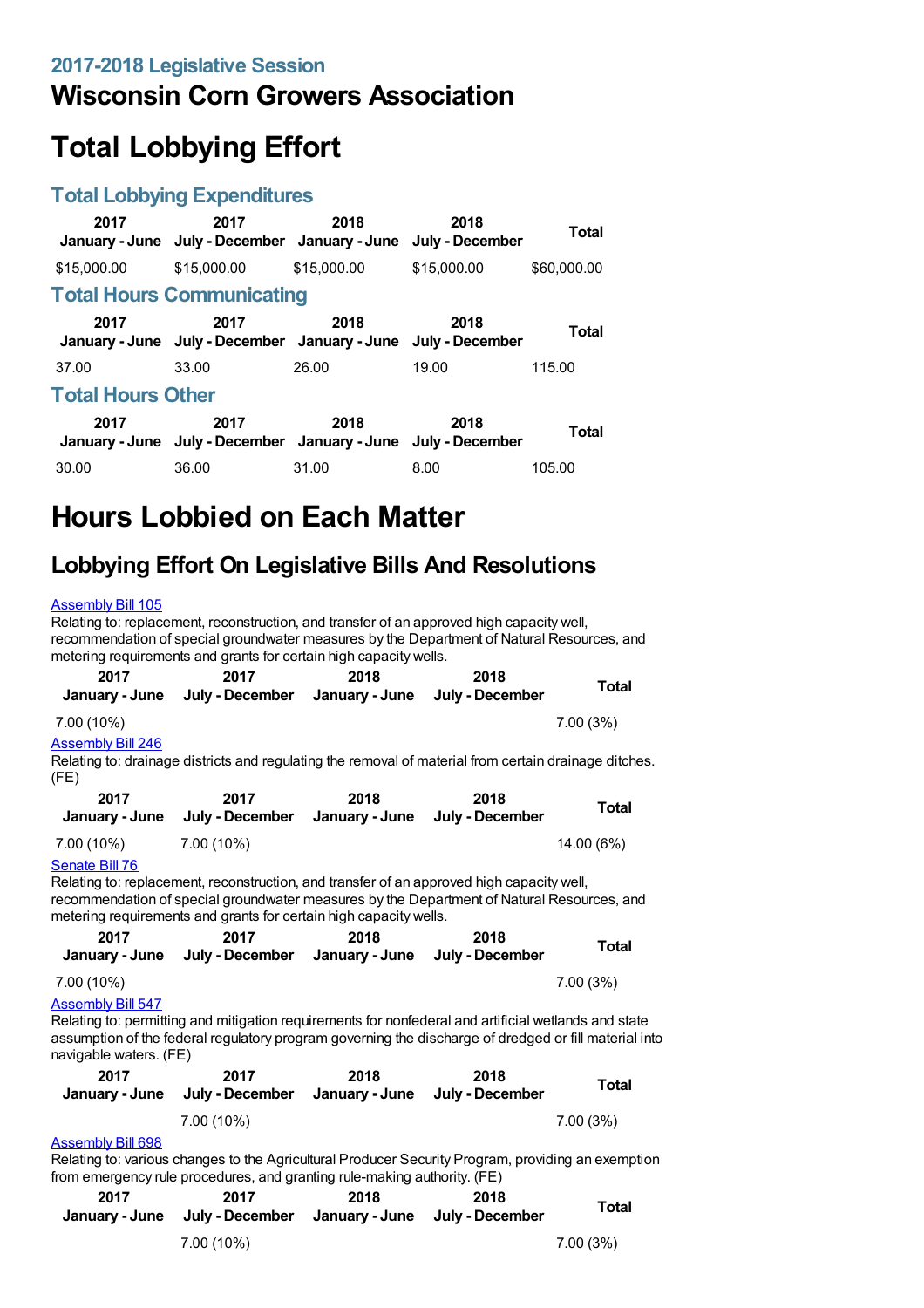## 2017-2018 Legislative Session

# Wisconsin Corn Growers Association

# Total Lobbying Effort

## Total Lobbying Expenditures

| 2017 January - June | 2017 July - December | 2018 January - June | 2018 July - December | Total |
|---|---|---|---|---|
| $15,000.00 | $15,000.00 | $15,000.00 | $15,000.00 | $60,000.00 |

## Total Hours Communicating

| 2017 January - June | 2017 July - December | 2018 January - June | 2018 July - December | Total |
|---|---|---|---|---|
| 37.00 | 33.00 | 26.00 | 19.00 | 115.00 |

## Total Hours Other

| 2017 January - June | 2017 July - December | 2018 January - June | 2018 July - December | Total |
|---|---|---|---|---|
| 30.00 | 36.00 | 31.00 | 8.00 | 105.00 |

# Hours Lobbied on Each Matter

## Lobbying Effort On Legislative Bills And Resolutions

Assembly Bill 105

Relating to: replacement, reconstruction, and transfer of an approved high capacity well, recommendation of special groundwater measures by the Department of Natural Resources, and metering requirements and grants for certain high capacity wells.

| 2017 January - June | 2017 July - December | 2018 January - June | 2018 July - December | Total |
|---|---|---|---|---|
| 7.00 (10%) | | | | 7.00 (3%) |

Assembly Bill 246

Relating to: drainage districts and regulating the removal of material from certain drainage ditches. (FE)

| 2017 January - June | 2017 July - December | 2018 January - June | 2018 July - December | Total |
|---|---|---|---|---|
| 7.00 (10%) | 7.00 (10%) | | | 14.00 (6%) |

Senate Bill 76

Relating to: replacement, reconstruction, and transfer of an approved high capacity well, recommendation of special groundwater measures by the Department of Natural Resources, and metering requirements and grants for certain high capacity wells.

| 2017 January - June | 2017 July - December | 2018 January - June | 2018 July - December | Total |
|---|---|---|---|---|
| 7.00 (10%) | | | | 7.00 (3%) |

Assembly Bill 547

Relating to: permitting and mitigation requirements for nonfederal and artificial wetlands and state assumption of the federal regulatory program governing the discharge of dredged or fill material into navigable waters. (FE)

| 2017 January - June | 2017 July - December | 2018 January - June | 2018 July - December | Total |
|---|---|---|---|---|
| | 7.00 (10%) | | | 7.00 (3%) |

Assembly Bill 698

Relating to: various changes to the Agricultural Producer Security Program, providing an exemption from emergency rule procedures, and granting rule-making authority. (FE)

| 2017 January - June | 2017 July - December | 2018 January - June | 2018 July - December | Total |
|---|---|---|---|---|
| | 7.00 (10%) | | | 7.00 (3%) |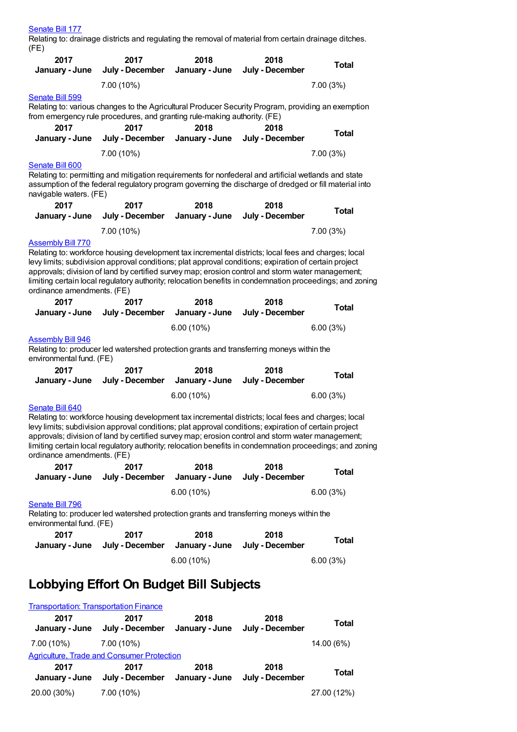Senate Bill 177

Relating to: drainage districts and regulating the removal of material from certain drainage ditches. (FE)

| 2017 January - June | 2017 July - December | 2018 January - June | 2018 July - December | Total |
|---|---|---|---|---|
| | 7.00 (10%) | | | 7.00 (3%) |

Senate Bill 599

Relating to: various changes to the Agricultural Producer Security Program, providing an exemption from emergency rule procedures, and granting rule-making authority. (FE)

| 2017 January - June | 2017 July - December | 2018 January - June | 2018 July - December | Total |
|---|---|---|---|---|
| | 7.00 (10%) | | | 7.00 (3%) |

Senate Bill 600

Relating to: permitting and mitigation requirements for nonfederal and artificial wetlands and state assumption of the federal regulatory program governing the discharge of dredged or fill material into navigable waters. (FE)

| 2017 January - June | 2017 July - December | 2018 January - June | 2018 July - December | Total |
|---|---|---|---|---|
| | 7.00 (10%) | | | 7.00 (3%) |

Assembly Bill 770

Relating to: workforce housing development tax incremental districts; local fees and charges; local levy limits; subdivision approval conditions; plat approval conditions; expiration of certain project approvals; division of land by certified survey map; erosion control and storm water management; limiting certain local regulatory authority; relocation benefits in condemnation proceedings; and zoning ordinance amendments. (FE)

| 2017 January - June | 2017 July - December | 2018 January - June | 2018 July - December | Total |
|---|---|---|---|---|
| | | 6.00 (10%) | | 6.00 (3%) |

Assembly Bill 946

Relating to: producer led watershed protection grants and transferring moneys within the environmental fund. (FE)

| 2017 January - June | 2017 July - December | 2018 January - June | 2018 July - December | Total |
|---|---|---|---|---|
| | | 6.00 (10%) | | 6.00 (3%) |

Senate Bill 640

Relating to: workforce housing development tax incremental districts; local fees and charges; local levy limits; subdivision approval conditions; plat approval conditions; expiration of certain project approvals; division of land by certified survey map; erosion control and storm water management; limiting certain local regulatory authority; relocation benefits in condemnation proceedings; and zoning ordinance amendments. (FE)

| 2017 January - June | 2017 July - December | 2018 January - June | 2018 July - December | Total |
|---|---|---|---|---|
| | | 6.00 (10%) | | 6.00 (3%) |

Senate Bill 796

Relating to: producer led watershed protection grants and transferring moneys within the environmental fund. (FE)

| 2017 January - June | 2017 July - December | 2018 January - June | 2018 July - December | Total |
|---|---|---|---|---|
| | | 6.00 (10%) | | 6.00 (3%) |

# Lobbying Effort On Budget Bill Subjects

Transportation: Transportation Finance

| 2017 January - June | 2017 July - December | 2018 January - June | 2018 July - December | Total |
|---|---|---|---|---|
| 7.00 (10%) | 7.00 (10%) | | | 14.00 (6%) |

Agriculture, Trade and Consumer Protection

| 2017 January - June | 2017 July - December | 2018 January - June | 2018 July - December | Total |
|---|---|---|---|---|
| 20.00 (30%) | 7.00 (10%) | | | 27.00 (12%) |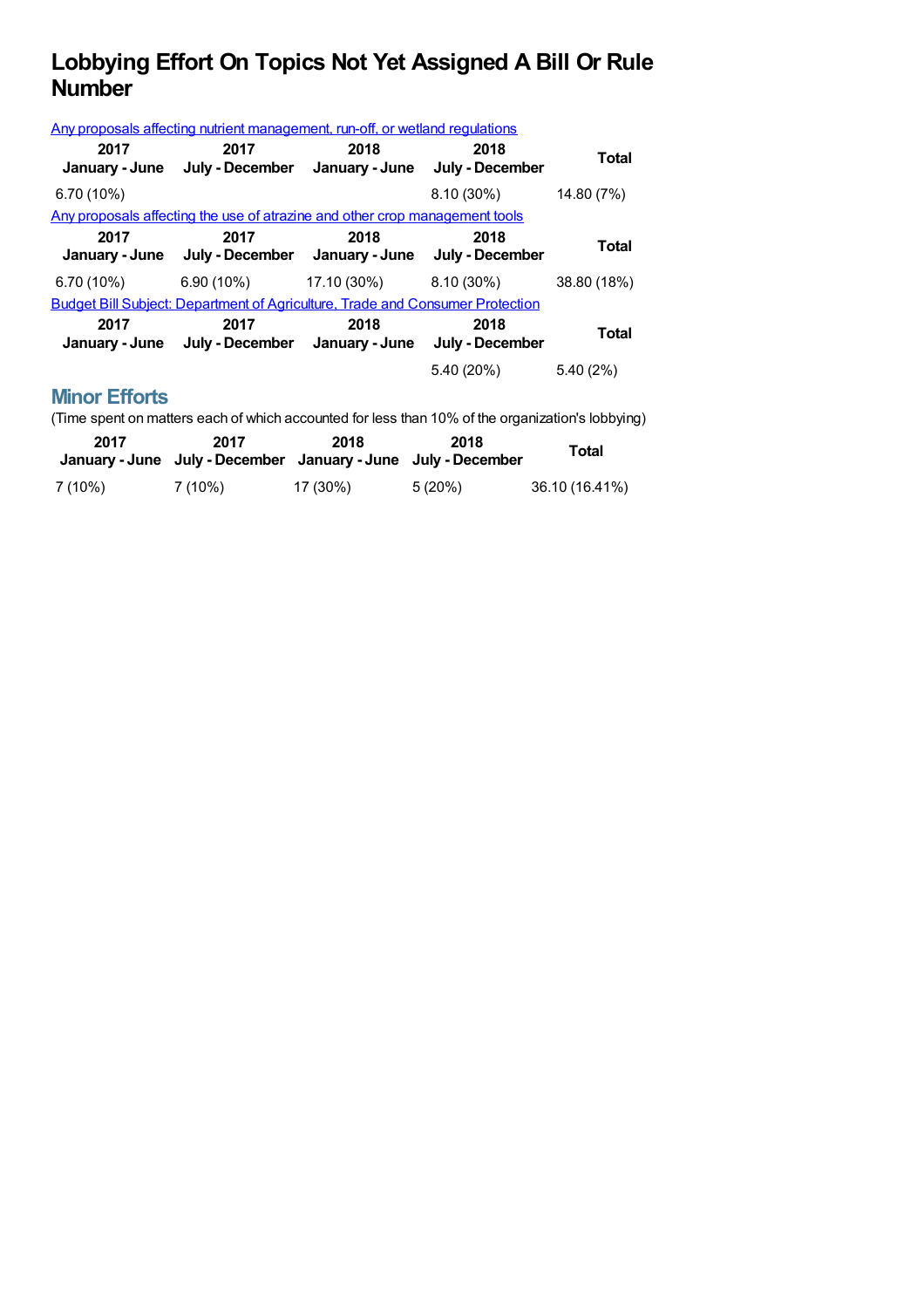# Lobbying Effort On Topics Not Yet Assigned A Bill Or Rule Number

Any proposals affecting nutrient management, run-off, or wetland regulations

| 2017 January - June | 2017 July - December | 2018 January - June | 2018 July - December | Total |
|---|---|---|---|---|
| 6.70 (10%) | | | 8.10 (30%) | 14.80 (7%) |

Any proposals affecting the use of atrazine and other crop management tools

| 2017 January - June | 2017 July - December | 2018 January - June | 2018 July - December | Total |
|---|---|---|---|---|
| 6.70 (10%) | 6.90 (10%) | 17.10 (30%) | 8.10 (30%) | 38.80 (18%) |

Budget Bill Subject: Department of Agriculture, Trade and Consumer Protection

| 2017 January - June | 2017 July - December | 2018 January - June | 2018 July - December | Total |
|---|---|---|---|---|
| | | | 5.40 (20%) | 5.40 (2%) |

## Minor Efforts

(Time spent on matters each of which accounted for less than 10% of the organization's lobbying)

| 2017 January - June | 2017 July - December | 2018 January - June | 2018 July - December | Total |
|---|---|---|---|---|
| 7 (10%) | 7 (10%) | 17 (30%) | 5 (20%) | 36.10 (16.41%) |